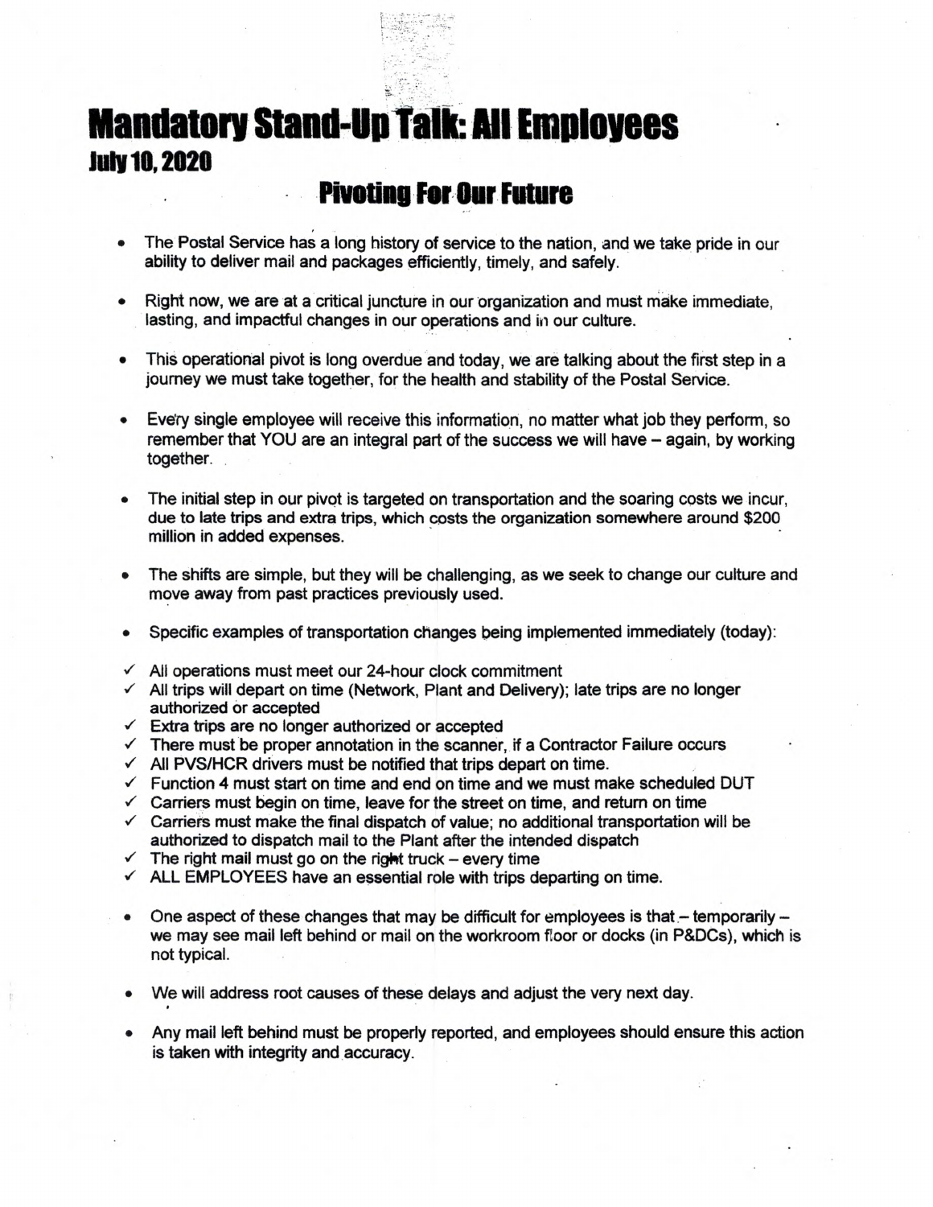# Mandatory Stand-Up Talk: All Employees

**July 10, 2020**

## Pivoting For Our Future

- The Postal Service has a long history of service to the nation, and we take pride in our ability to deliver mail and packages efficiently, timely, and safely.
- Right now, we are at a critical juncture in our organization and must make immediate, lasting, and impactful changes in our operations and in our culture.
- This operational pivot is long overdue and today, we are talking about the first step in a journey we must take together, for the health and stability of the Postal Service.
- Every single employee will receive this information, no matter what job they perform, so remember that YOU are an integral part of the success we will have – again, by working together.
- The initial step in our pivot is targeted on transportation and the soaring costs we incur, due to late trips and extra trips, which costs the organization somewhere around $200 million in added expenses.
- The shifts are simple, but they will be challenging, as we seek to change our culture and move away from past practices previously used.
- Specific examples of transportation changes being implemented immediately (today):

✓ All operations must meet our 24-hour clock commitment
✓ All trips will depart on time (Network, Plant and Delivery); late trips are no longer authorized or accepted
✓ Extra trips are no longer authorized or accepted
✓ There must be proper annotation in the scanner, if a Contractor Failure occurs
✓ All PVS/HCR drivers must be notified that trips depart on time.
✓ Function 4 must start on time and end on time and we must make scheduled DUT
✓ Carriers must begin on time, leave for the street on time, and return on time
✓ Carriers must make the final dispatch of value; no additional transportation will be authorized to dispatch mail to the Plant after the intended dispatch
✓ The right mail must go on the right truck – every time
✓ ALL EMPLOYEES have an essential role with trips departing on time.

- One aspect of these changes that may be difficult for employees is that – temporarily – we may see mail left behind or mail on the workroom floor or docks (in P&DCs), which is not typical.
- We will address root causes of these delays and adjust the very next day.
- Any mail left behind must be properly reported, and employees should ensure this action is taken with integrity and accuracy.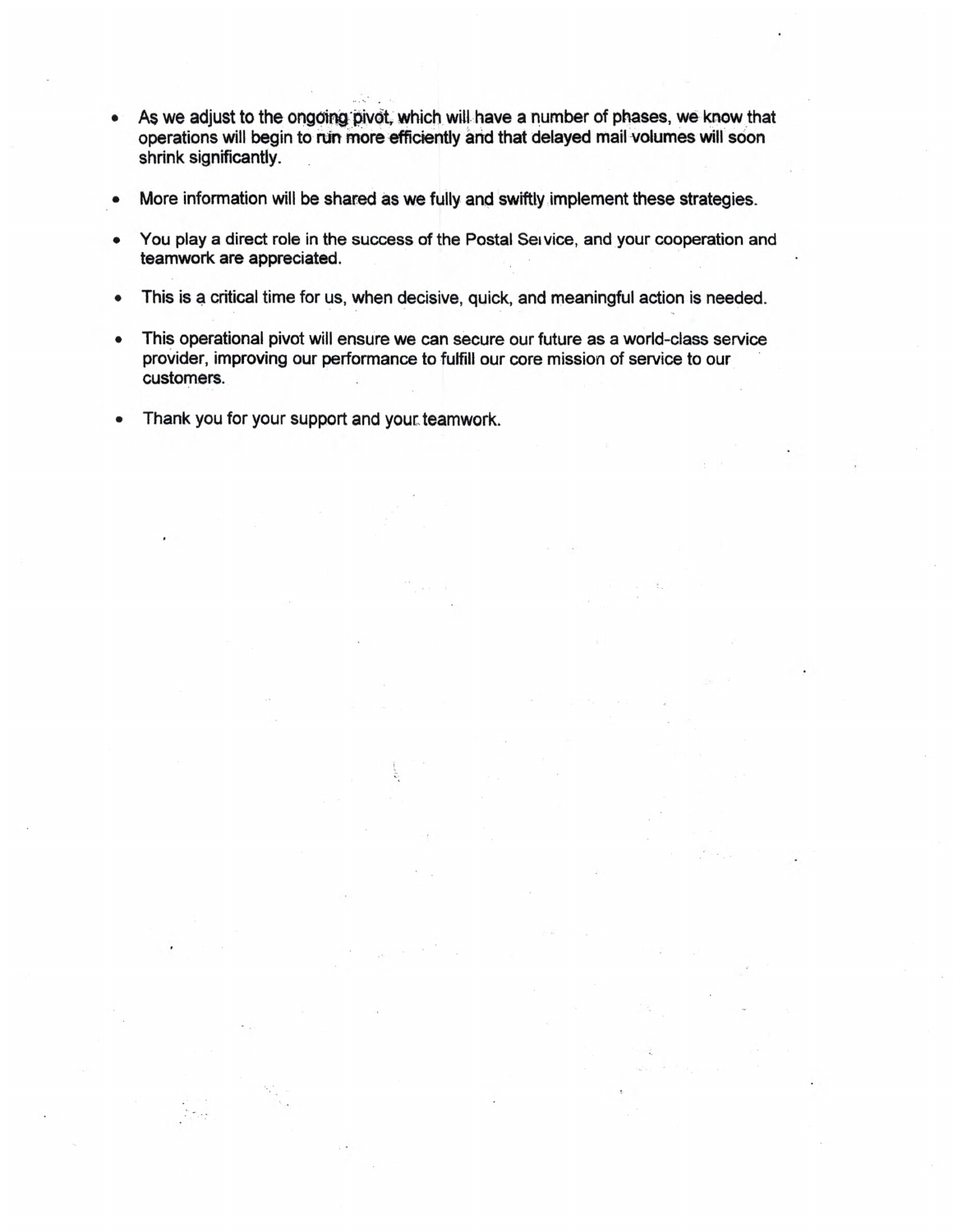- As we adjust to the ongoing pivot, which will have a number of phases, we know that operations will begin to run more efficiently and that delayed mail volumes will soon shrink significantly.
- More information will be shared as we fully and swiftly implement these strategies.
- You play a direct role in the success of the Postal Seıvice, and your cooperation and teamwork are appreciated.
- This is a critical time for us, when decisive, quick, and meaningful action is needed.
- This operational pivot will ensure we can secure our future as a world-class service provider, improving our performance to fulfill our core mission of service to our customers.
- Thank you for your support and your teamwork.